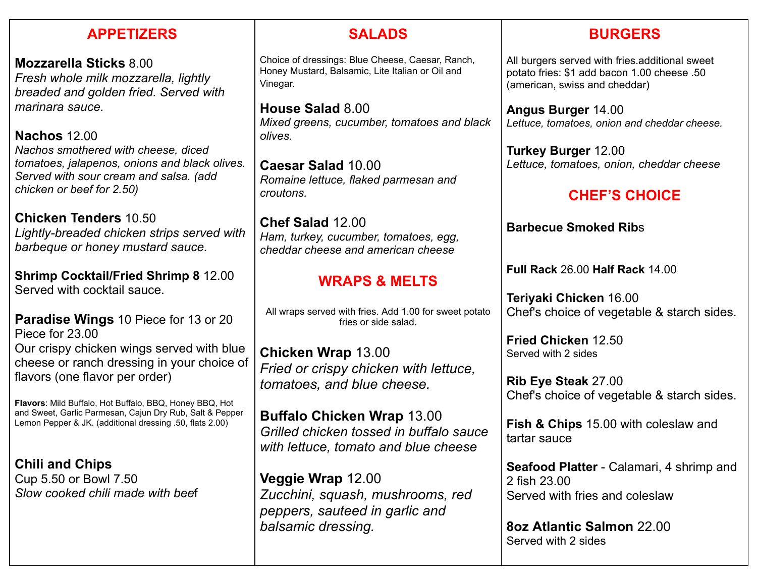## APPETIZERS

**Mozzarella Sticks** 8.00
*Fresh whole milk mozzarella, lightly breaded and golden fried. Served with marinara sauce.*

**Nachos** 12.00
*Nachos smothered with cheese, diced tomatoes, jalapenos, onions and black olives. Served with sour cream and salsa. (add chicken or beef for 2.50)*

**Chicken Tenders** 10.50
*Lightly-breaded chicken strips served with barbeque or honey mustard sauce.*

**Shrimp Cocktail/Fried Shrimp 8** 12.00
Served with cocktail sauce.

**Paradise Wings** 10 Piece for 13 or 20 Piece for 23.00
Our crispy chicken wings served with blue cheese or ranch dressing in your choice of flavors (one flavor per order)

**Flavors**: Mild Buffalo, Hot Buffalo, BBQ, Honey BBQ, Hot and Sweet, Garlic Parmesan, Cajun Dry Rub, Salt & Pepper Lemon Pepper & JK. (additional dressing .50, flats 2.00)

**Chili and Chips**
Cup 5.50 or Bowl 7.50
*Slow cooked chili made with beef*

## SALADS

Choice of dressings: Blue Cheese, Caesar, Ranch, Honey Mustard, Balsamic, Lite Italian or Oil and Vinegar.

**House Salad** 8.00
*Mixed greens, cucumber, tomatoes and black olives.*

**Caesar Salad** 10.00
*Romaine lettuce, flaked parmesan and croutons.*

**Chef Salad** 12.00
*Ham, turkey, cucumber, tomatoes, egg, cheddar cheese and american cheese*

## WRAPS & MELTS

All wraps served with fries. Add 1.00 for sweet potato fries or side salad.

**Chicken Wrap** 13.00
*Fried or crispy chicken with lettuce, tomatoes, and blue cheese.*

**Buffalo Chicken Wrap** 13.00
*Grilled chicken tossed in buffalo sauce with lettuce, tomato and blue cheese*

**Veggie Wrap** 12.00
*Zucchini, squash, mushrooms, red peppers, sauteed in garlic and balsamic dressing.*

## BURGERS

All burgers served with fries.additional sweet potato fries: $1 add bacon 1.00 cheese .50 (american, swiss and cheddar)

**Angus Burger** 14.00
*Lettuce, tomatoes, onion and cheddar cheese.*

**Turkey Burger** 12.00
*Lettuce, tomatoes, onion, cheddar cheese*

## CHEF'S CHOICE

**Barbecue Smoked Rib**s

**Full Rack** 26.00 **Half Rack** 14.00

**Teriyaki Chicken** 16.00
Chef's choice of vegetable & starch sides.

**Fried Chicken** 12.50
Served with 2 sides

**Rib Eye Steak** 27.00
Chef's choice of vegetable & starch sides.

**Fish & Chips** 15.00 with coleslaw and tartar sauce

**Seafood Platter** - Calamari, 4 shrimp and 2 fish 23.00
Served with fries and coleslaw

**8oz Atlantic Salmon** 22.00
Served with 2 sides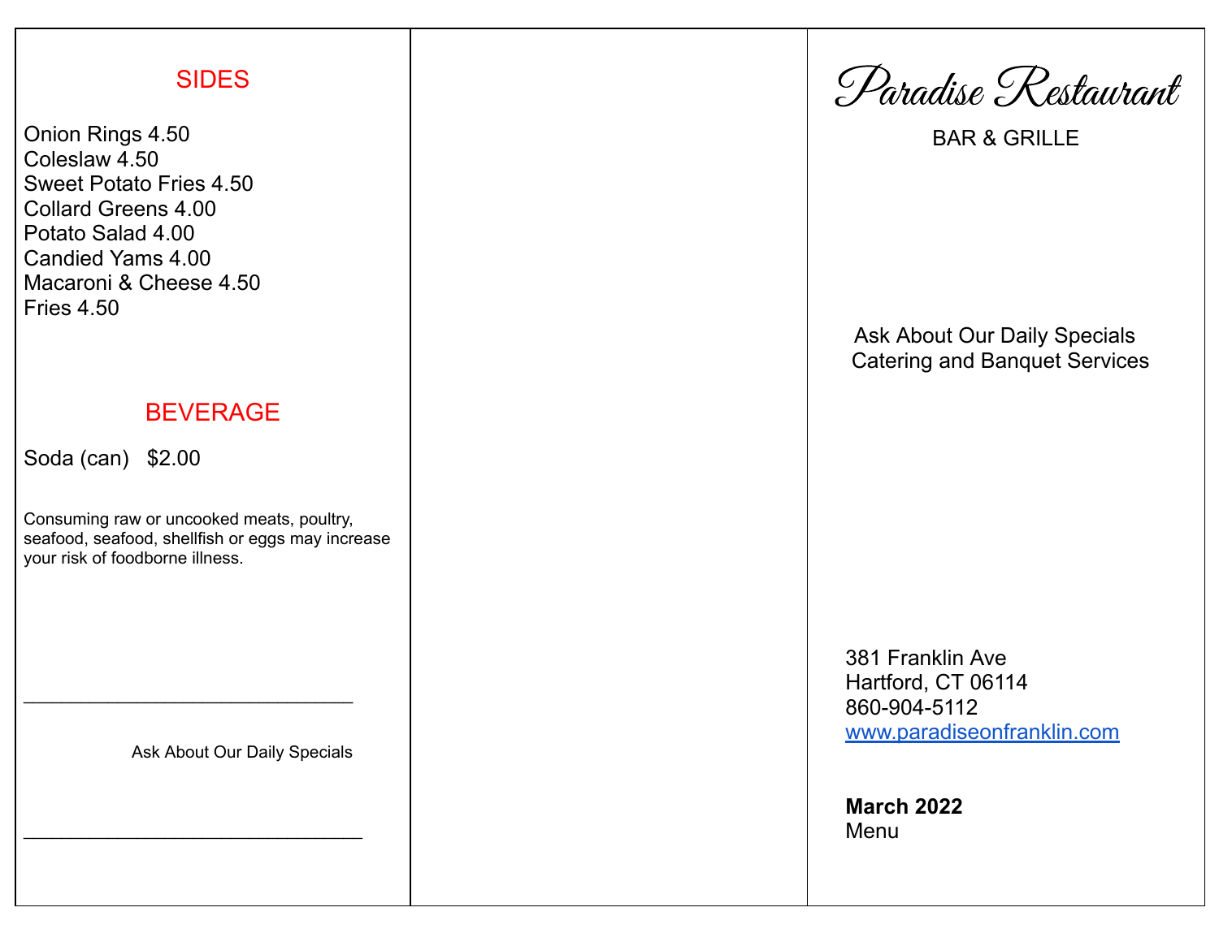## SIDES

Onion Rings 4.50
Coleslaw 4.50
Sweet Potato Fries 4.50
Collard Greens 4.00
Potato Salad 4.00
Candied Yams 4.00
Macaroni & Cheese 4.50
Fries 4.50

## BEVERAGE

Soda (can) $2.00

Consuming raw or uncooked meats, poultry, seafood, seafood, shellfish or eggs may increase your risk of foodborne illness.

---

Ask About Our Daily Specials

---

# Paradise Restaurant

BAR & GRILLE

Ask About Our Daily Specials
Catering and Banquet Services

381 Franklin Ave
Hartford, CT 06114
860-904-5112
www.paradiseonfranklin.com

**March 2022**
Menu